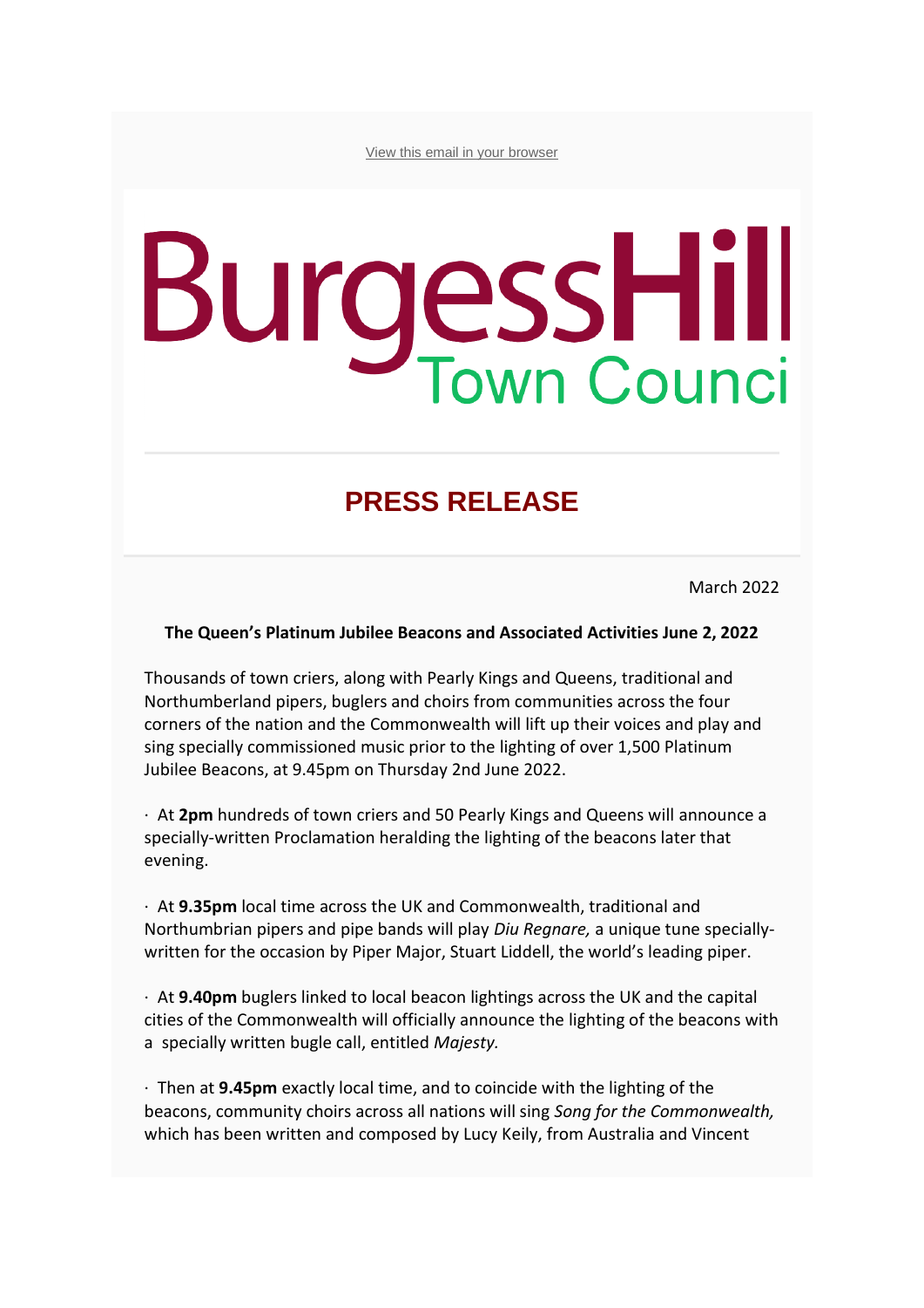View this email in your browser

Burgess Hill Town Council

## PRESS RELEASE

March 2022

**The Queen's Platinum Jubilee Beacons and Associated Activities June 2, 2022**

Thousands of town criers, along with Pearly Kings and Queens, traditional and Northumberland pipers, buglers and choirs from communities across the four corners of the nation and the Commonwealth will lift up their voices and play and sing specially commissioned music prior to the lighting of over 1,500 Platinum Jubilee Beacons, at 9.45pm on Thursday 2nd June 2022.

· At **2pm** hundreds of town criers and 50 Pearly Kings and Queens will announce a specially-written Proclamation heralding the lighting of the beacons later that evening.

· At **9.35pm** local time across the UK and Commonwealth, traditional and Northumbrian pipers and pipe bands will play *Diu Regnare,* a unique tune specially-written for the occasion by Piper Major, Stuart Liddell, the world's leading piper.

· At **9.40pm** buglers linked to local beacon lightings across the UK and the capital cities of the Commonwealth will officially announce the lighting of the beacons with a specially written bugle call, entitled *Majesty.*

· Then at **9.45pm** exactly local time, and to coincide with the lighting of the beacons, community choirs across all nations will sing *Song for the Commonwealth,* which has been written and composed by Lucy Keily, from Australia and Vincent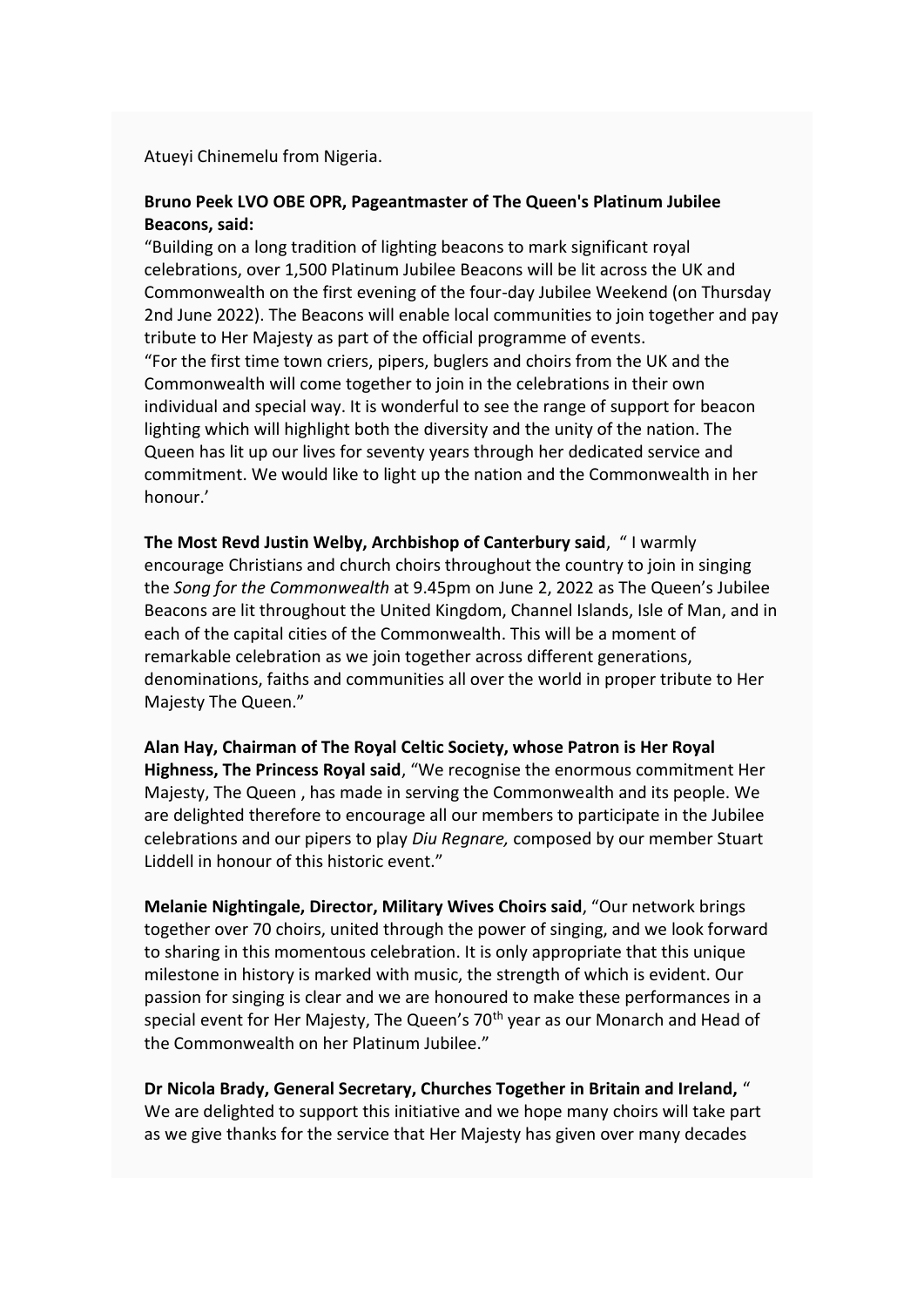Atueyi Chinemelu from Nigeria.

**Bruno Peek LVO OBE OPR, Pageantmaster of The Queen's Platinum Jubilee Beacons, said:**
"Building on a long tradition of lighting beacons to mark significant royal celebrations, over 1,500 Platinum Jubilee Beacons will be lit across the UK and Commonwealth on the first evening of the four-day Jubilee Weekend (on Thursday 2nd June 2022). The Beacons will enable local communities to join together and pay tribute to Her Majesty as part of the official programme of events.
"For the first time town criers, pipers, buglers and choirs from the UK and the Commonwealth will come together to join in the celebrations in their own individual and special way. It is wonderful to see the range of support for beacon lighting which will highlight both the diversity and the unity of the nation. The Queen has lit up our lives for seventy years through her dedicated service and commitment. We would like to light up the nation and the Commonwealth in her honour.'

**The Most Revd Justin Welby, Archbishop of Canterbury said**, " I warmly encourage Christians and church choirs throughout the country to join in singing the *Song for the Commonwealth* at 9.45pm on June 2, 2022 as The Queen's Jubilee Beacons are lit throughout the United Kingdom, Channel Islands, Isle of Man, and in each of the capital cities of the Commonwealth. This will be a moment of remarkable celebration as we join together across different generations, denominations, faiths and communities all over the world in proper tribute to Her Majesty The Queen."

**Alan Hay, Chairman of The Royal Celtic Society, whose Patron is Her Royal Highness, The Princess Royal said**, "We recognise the enormous commitment Her Majesty, The Queen , has made in serving the Commonwealth and its people. We are delighted therefore to encourage all our members to participate in the Jubilee celebrations and our pipers to play *Diu Regnare,* composed by our member Stuart Liddell in honour of this historic event."

**Melanie Nightingale, Director, Military Wives Choirs said**, "Our network brings together over 70 choirs, united through the power of singing, and we look forward to sharing in this momentous celebration. It is only appropriate that this unique milestone in history is marked with music, the strength of which is evident. Our passion for singing is clear and we are honoured to make these performances in a special event for Her Majesty, The Queen's 70th year as our Monarch and Head of the Commonwealth on her Platinum Jubilee."

**Dr Nicola Brady, General Secretary, Churches Together in Britain and Ireland,** " We are delighted to support this initiative and we hope many choirs will take part as we give thanks for the service that Her Majesty has given over many decades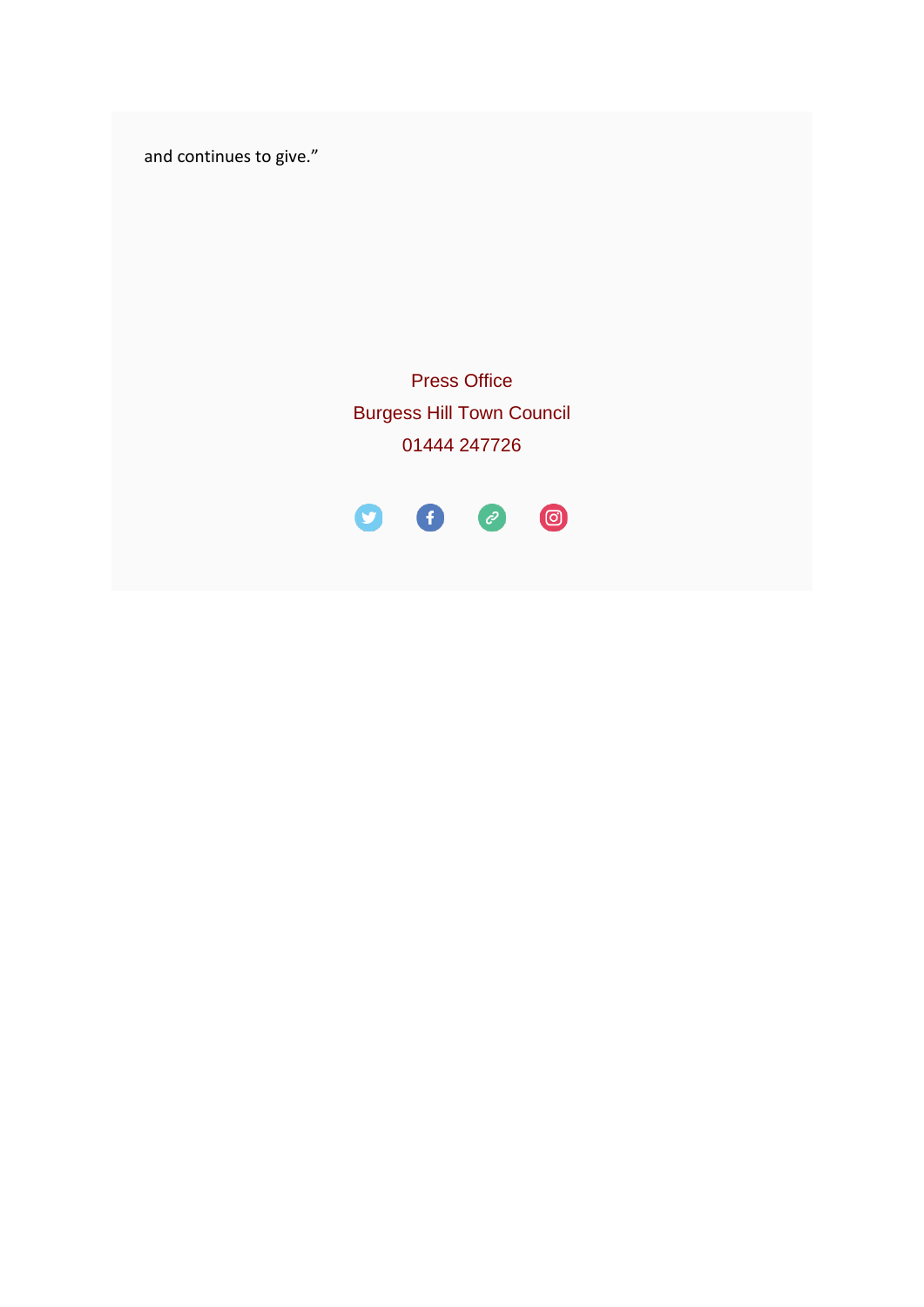and continues to give."

Press Office

Burgess Hill Town Council

01444 247726